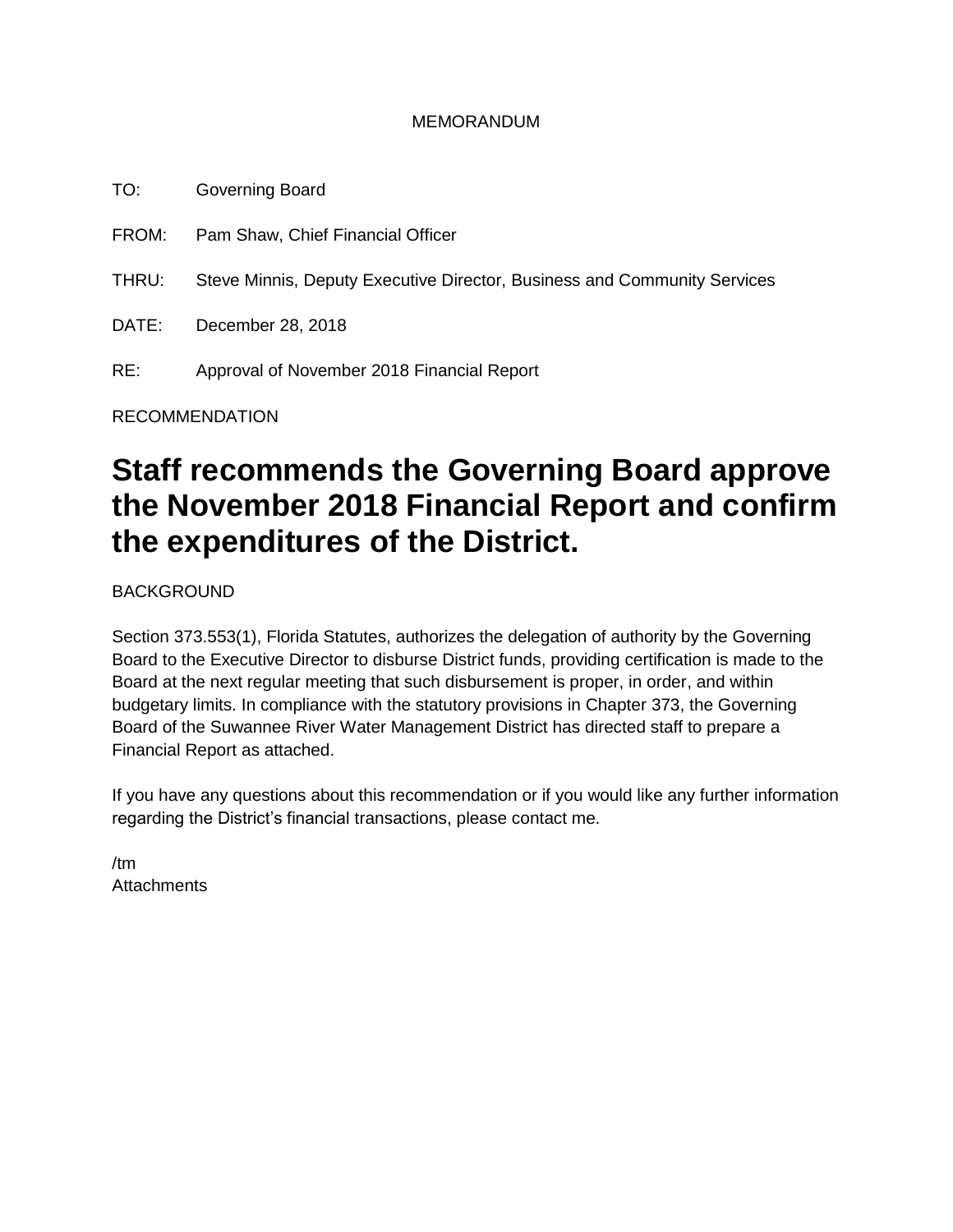MEMORANDUM

TO: Governing Board

FROM: Pam Shaw, Chief Financial Officer

THRU: Steve Minnis, Deputy Executive Director, Business and Community Services

DATE: December 28, 2018

RE: Approval of November 2018 Financial Report

RECOMMENDATION

# Staff recommends the Governing Board approve the November 2018 Financial Report and confirm the expenditures of the District.

BACKGROUND

Section 373.553(1), Florida Statutes, authorizes the delegation of authority by the Governing Board to the Executive Director to disburse District funds, providing certification is made to the Board at the next regular meeting that such disbursement is proper, in order, and within budgetary limits. In compliance with the statutory provisions in Chapter 373, the Governing Board of the Suwannee River Water Management District has directed staff to prepare a Financial Report as attached.

If you have any questions about this recommendation or if you would like any further information regarding the District's financial transactions, please contact me.

/tm
Attachments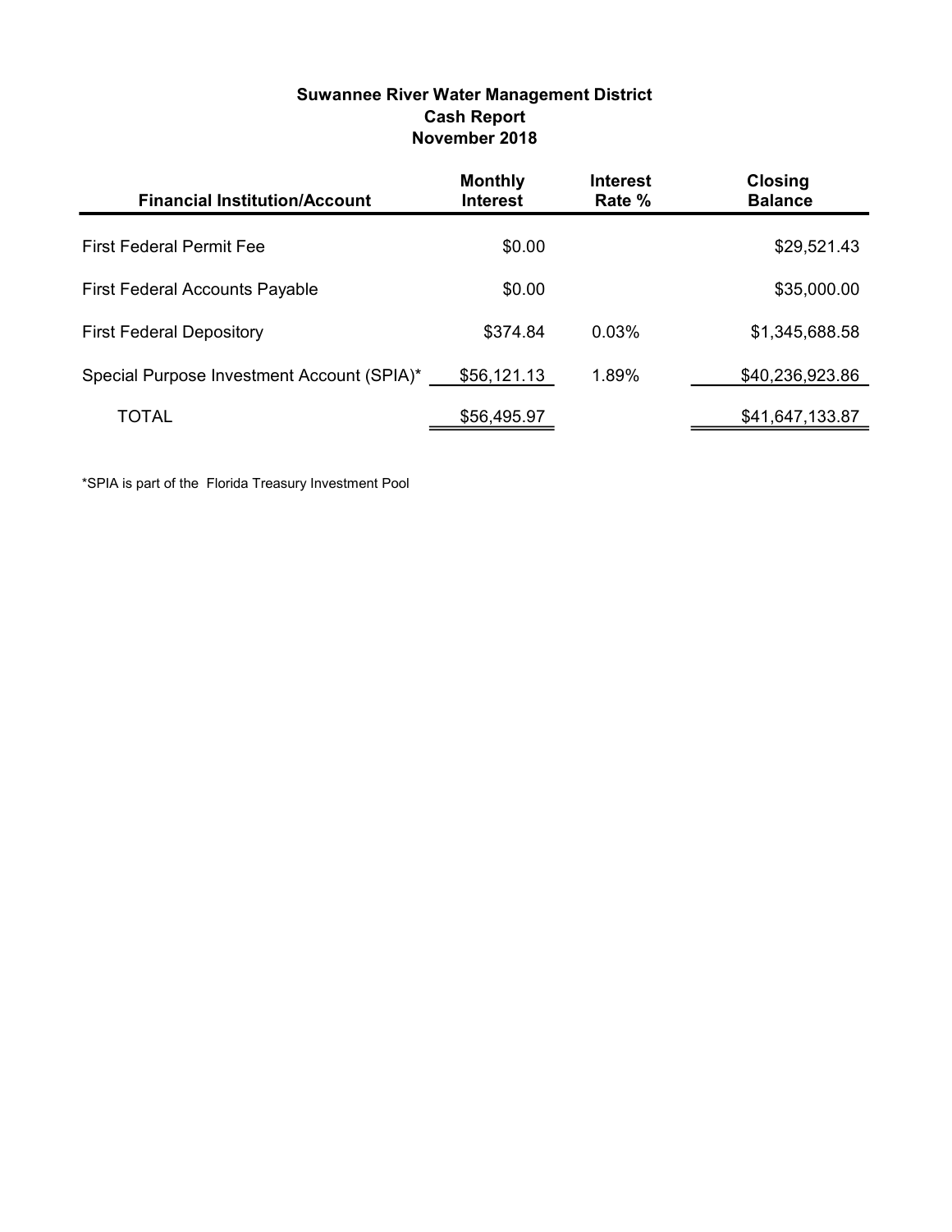**Suwannee River Water Management District**
**Cash Report**
**November 2018**

| Financial Institution/Account | Monthly Interest | Interest Rate % | Closing Balance |
|---|---|---|---|
| First Federal Permit Fee | $0.00 | | $29,521.43 |
| First Federal Accounts Payable | $0.00 | | $35,000.00 |
| First Federal Depository | $374.84 | 0.03% | $1,345,688.58 |
| Special Purpose Investment Account (SPIA)* | $56,121.13 | 1.89% | $40,236,923.86 |
| TOTAL | $56,495.97 | | $41,647,133.87 |

*SPIA is part of the Florida Treasury Investment Pool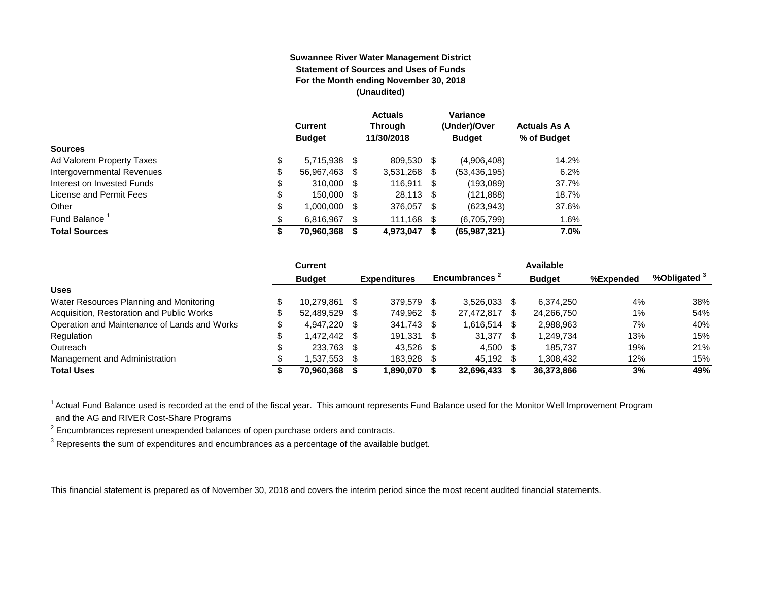**Suwannee River Water Management District**
**Statement of Sources and Uses of Funds**
**For the Month ending November 30, 2018**
**(Unaudited)**

| | Current Budget | Actuals Through 11/30/2018 | Variance (Under)/Over Budget | Actuals As A % of Budget |
|---|---|---|---|---|
| **Sources** | | | | |
| Ad Valorem Property Taxes | $ 5,715,938 | $ 809,530 | $ (4,906,408) | 14.2% |
| Intergovernmental Revenues | $ 56,967,463 | $ 3,531,268 | $ (53,436,195) | 6.2% |
| Interest on Invested Funds | $ 310,000 | $ 116,911 | $ (193,089) | 37.7% |
| License and Permit Fees | $ 150,000 | $ 28,113 | $ (121,888) | 18.7% |
| Other | $ 1,000,000 | $ 376,057 | $ (623,943) | 37.6% |
| Fund Balance [1] | $ 6,816,967 | $ 111,168 | $ (6,705,799) | 1.6% |
| **Total Sources** | **$ 70,960,368** | **$ 4,973,047** | **$ (65,987,321)** | **7.0%** |

| | Current Budget | Expenditures | Encumbrances [2] | Available Budget | %Expended | %Obligated [3] |
|---|---|---|---|---|---|---|
| **Uses** | | | | | | |
| Water Resources Planning and Monitoring | $ 10,279,861 | $ 379,579 | $ 3,526,033 | $ 6,374,250 | 4% | 38% |
| Acquisition, Restoration and Public Works | $ 52,489,529 | $ 749,962 | $ 27,472,817 | $ 24,266,750 | 1% | 54% |
| Operation and Maintenance of Lands and Works | $ 4,947,220 | $ 341,743 | $ 1,616,514 | $ 2,988,963 | 7% | 40% |
| Regulation | $ 1,472,442 | $ 191,331 | $ 31,377 | $ 1,249,734 | 13% | 15% |
| Outreach | $ 233,763 | $ 43,526 | $ 4,500 | $ 185,737 | 19% | 21% |
| Management and Administration | $ 1,537,553 | $ 183,928 | $ 45,192 | $ 1,308,432 | 12% | 15% |
| **Total Uses** | **$ 70,960,368** | **$ 1,890,070** | **$ 32,696,433** | **$ 36,373,866** | **3%** | **49%** |

[1] Actual Fund Balance used is recorded at the end of the fiscal year. This amount represents Fund Balance used for the Monitor Well Improvement Program and the AG and RIVER Cost-Share Programs

[2] Encumbrances represent unexpended balances of open purchase orders and contracts.

[3] Represents the sum of expenditures and encumbrances as a percentage of the available budget.

This financial statement is prepared as of November 30, 2018 and covers the interim period since the most recent audited financial statements.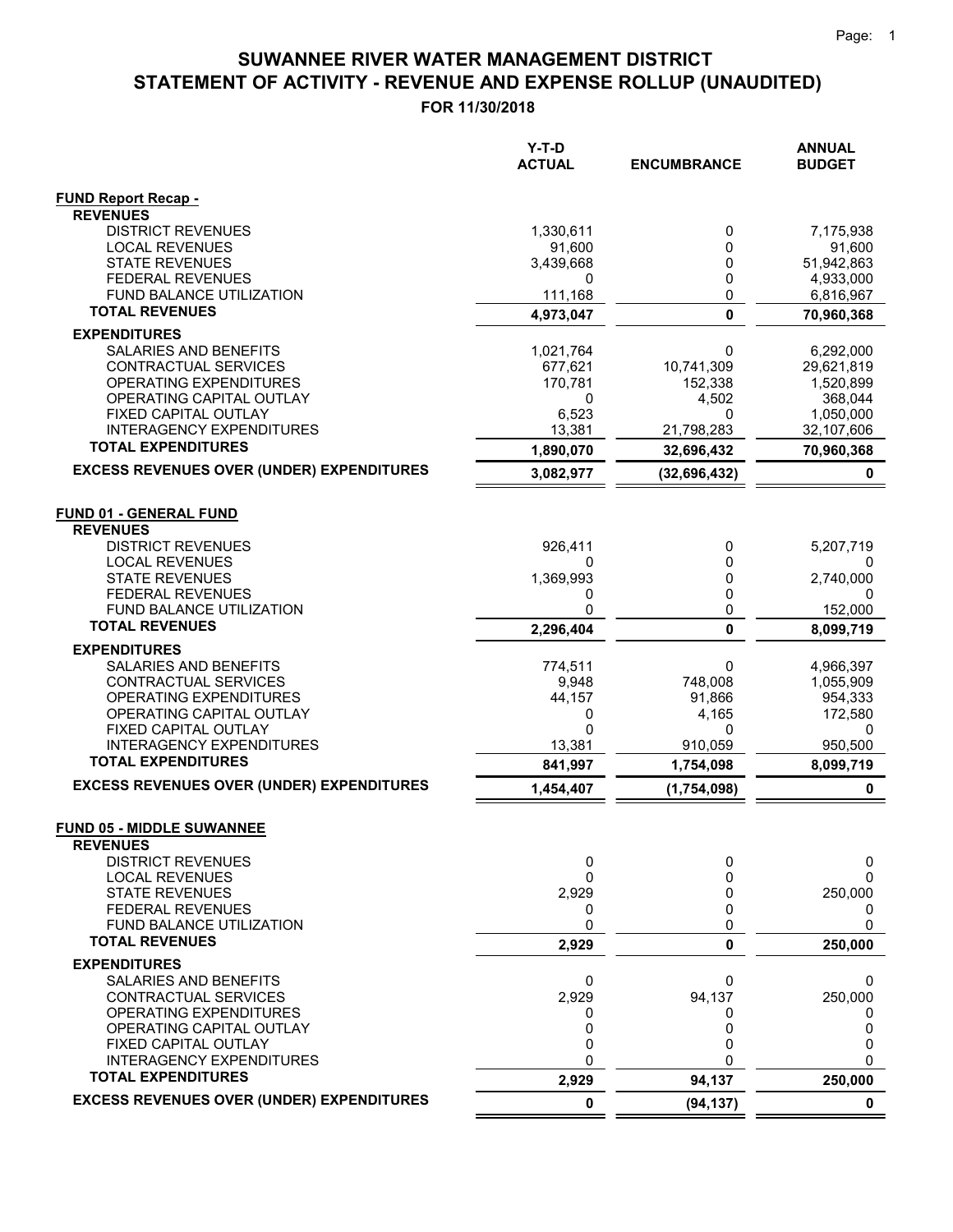# SUWANNEE RIVER WATER MANAGEMENT DISTRICT
## STATEMENT OF ACTIVITY - REVENUE AND EXPENSE ROLLUP (UNAUDITED)
### FOR 11/30/2018

| | Y-T-D ACTUAL | ENCUMBRANCE | ANNUAL BUDGET |
|---|---|---|---|
| **FUND Report Recap -** | | | |
| **REVENUES** | | | |
| DISTRICT REVENUES | 1,330,611 | 0 | 7,175,938 |
| LOCAL REVENUES | 91,600 | 0 | 91,600 |
| STATE REVENUES | 3,439,668 | 0 | 51,942,863 |
| FEDERAL REVENUES | 0 | 0 | 4,933,000 |
| FUND BALANCE UTILIZATION | 111,168 | 0 | 6,816,967 |
| **TOTAL REVENUES** | **4,973,047** | **0** | **70,960,368** |
| **EXPENDITURES** | | | |
| SALARIES AND BENEFITS | 1,021,764 | 0 | 6,292,000 |
| CONTRACTUAL SERVICES | 677,621 | 10,741,309 | 29,621,819 |
| OPERATING EXPENDITURES | 170,781 | 152,338 | 1,520,899 |
| OPERATING CAPITAL OUTLAY | 0 | 4,502 | 368,044 |
| FIXED CAPITAL OUTLAY | 6,523 | 0 | 1,050,000 |
| INTERAGENCY EXPENDITURES | 13,381 | 21,798,283 | 32,107,606 |
| **TOTAL EXPENDITURES** | **1,890,070** | **32,696,432** | **70,960,368** |
| **EXCESS REVENUES OVER (UNDER) EXPENDITURES** | **3,082,977** | **(32,696,432)** | **0** |
| **FUND 01 - GENERAL FUND** | | | |
| **REVENUES** | | | |
| DISTRICT REVENUES | 926,411 | 0 | 5,207,719 |
| LOCAL REVENUES | 0 | 0 | 0 |
| STATE REVENUES | 1,369,993 | 0 | 2,740,000 |
| FEDERAL REVENUES | 0 | 0 | 0 |
| FUND BALANCE UTILIZATION | 0 | 0 | 152,000 |
| **TOTAL REVENUES** | **2,296,404** | **0** | **8,099,719** |
| **EXPENDITURES** | | | |
| SALARIES AND BENEFITS | 774,511 | 0 | 4,966,397 |
| CONTRACTUAL SERVICES | 9,948 | 748,008 | 1,055,909 |
| OPERATING EXPENDITURES | 44,157 | 91,866 | 954,333 |
| OPERATING CAPITAL OUTLAY | 0 | 4,165 | 172,580 |
| FIXED CAPITAL OUTLAY | 0 | 0 | 0 |
| INTERAGENCY EXPENDITURES | 13,381 | 910,059 | 950,500 |
| **TOTAL EXPENDITURES** | **841,997** | **1,754,098** | **8,099,719** |
| **EXCESS REVENUES OVER (UNDER) EXPENDITURES** | **1,454,407** | **(1,754,098)** | **0** |
| **FUND 05 - MIDDLE SUWANNEE** | | | |
| **REVENUES** | | | |
| DISTRICT REVENUES | 0 | 0 | 0 |
| LOCAL REVENUES | 0 | 0 | 0 |
| STATE REVENUES | 2,929 | 0 | 250,000 |
| FEDERAL REVENUES | 0 | 0 | 0 |
| FUND BALANCE UTILIZATION | 0 | 0 | 0 |
| **TOTAL REVENUES** | **2,929** | **0** | **250,000** |
| **EXPENDITURES** | | | |
| SALARIES AND BENEFITS | 0 | 0 | 0 |
| CONTRACTUAL SERVICES | 2,929 | 94,137 | 250,000 |
| OPERATING EXPENDITURES | 0 | 0 | 0 |
| OPERATING CAPITAL OUTLAY | 0 | 0 | 0 |
| FIXED CAPITAL OUTLAY | 0 | 0 | 0 |
| INTERAGENCY EXPENDITURES | 0 | 0 | 0 |
| **TOTAL EXPENDITURES** | **2,929** | **94,137** | **250,000** |
| **EXCESS REVENUES OVER (UNDER) EXPENDITURES** | **0** | **(94,137)** | **0** |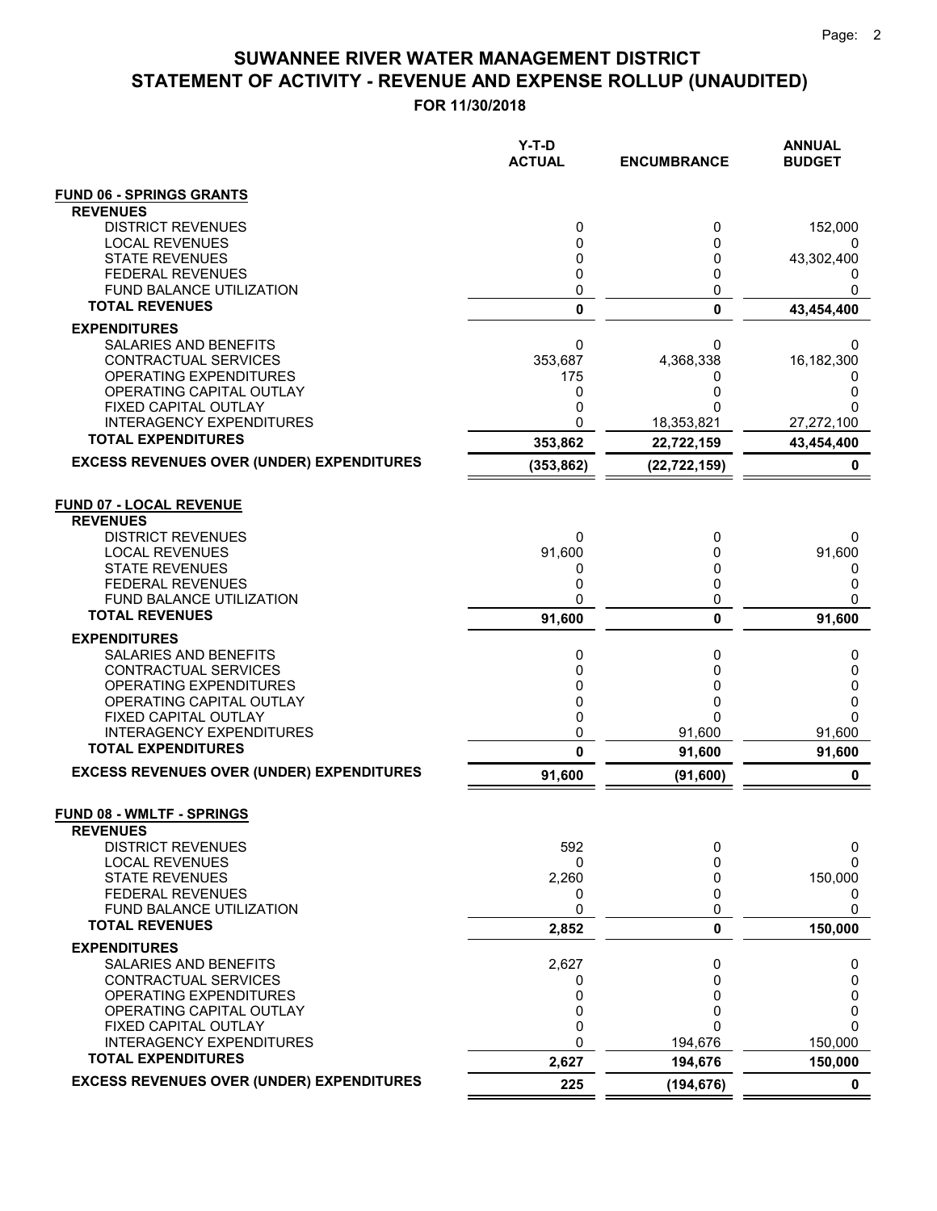# SUWANNEE RIVER WATER MANAGEMENT DISTRICT
# STATEMENT OF ACTIVITY - REVENUE AND EXPENSE ROLLUP (UNAUDITED)

**FOR 11/30/2018**

| | Y-T-D ACTUAL | ENCUMBRANCE | ANNUAL BUDGET |
|---|---|---|---|
| **FUND 06 - SPRINGS GRANTS** | | | |
| **REVENUES** | | | |
| DISTRICT REVENUES | 0 | 0 | 152,000 |
| LOCAL REVENUES | 0 | 0 | 0 |
| STATE REVENUES | 0 | 0 | 43,302,400 |
| FEDERAL REVENUES | 0 | 0 | 0 |
| FUND BALANCE UTILIZATION | 0 | 0 | 0 |
| **TOTAL REVENUES** | **0** | **0** | **43,454,400** |
| **EXPENDITURES** | | | |
| SALARIES AND BENEFITS | 0 | 0 | 0 |
| CONTRACTUAL SERVICES | 353,687 | 4,368,338 | 16,182,300 |
| OPERATING EXPENDITURES | 175 | 0 | 0 |
| OPERATING CAPITAL OUTLAY | 0 | 0 | 0 |
| FIXED CAPITAL OUTLAY | 0 | 0 | 0 |
| INTERAGENCY EXPENDITURES | 0 | 18,353,821 | 27,272,100 |
| **TOTAL EXPENDITURES** | **353,862** | **22,722,159** | **43,454,400** |
| **EXCESS REVENUES OVER (UNDER) EXPENDITURES** | **(353,862)** | **(22,722,159)** | **0** |
| **FUND 07 - LOCAL REVENUE** | | | |
| **REVENUES** | | | |
| DISTRICT REVENUES | 0 | 0 | 0 |
| LOCAL REVENUES | 91,600 | 0 | 91,600 |
| STATE REVENUES | 0 | 0 | 0 |
| FEDERAL REVENUES | 0 | 0 | 0 |
| FUND BALANCE UTILIZATION | 0 | 0 | 0 |
| **TOTAL REVENUES** | **91,600** | **0** | **91,600** |
| **EXPENDITURES** | | | |
| SALARIES AND BENEFITS | 0 | 0 | 0 |
| CONTRACTUAL SERVICES | 0 | 0 | 0 |
| OPERATING EXPENDITURES | 0 | 0 | 0 |
| OPERATING CAPITAL OUTLAY | 0 | 0 | 0 |
| FIXED CAPITAL OUTLAY | 0 | 0 | 0 |
| INTERAGENCY EXPENDITURES | 0 | 91,600 | 91,600 |
| **TOTAL EXPENDITURES** | **0** | **91,600** | **91,600** |
| **EXCESS REVENUES OVER (UNDER) EXPENDITURES** | **91,600** | **(91,600)** | **0** |
| **FUND 08 - WMLTF - SPRINGS** | | | |
| **REVENUES** | | | |
| DISTRICT REVENUES | 592 | 0 | 0 |
| LOCAL REVENUES | 0 | 0 | 0 |
| STATE REVENUES | 2,260 | 0 | 150,000 |
| FEDERAL REVENUES | 0 | 0 | 0 |
| FUND BALANCE UTILIZATION | 0 | 0 | 0 |
| **TOTAL REVENUES** | **2,852** | **0** | **150,000** |
| **EXPENDITURES** | | | |
| SALARIES AND BENEFITS | 2,627 | 0 | 0 |
| CONTRACTUAL SERVICES | 0 | 0 | 0 |
| OPERATING EXPENDITURES | 0 | 0 | 0 |
| OPERATING CAPITAL OUTLAY | 0 | 0 | 0 |
| FIXED CAPITAL OUTLAY | 0 | 0 | 0 |
| INTERAGENCY EXPENDITURES | 0 | 194,676 | 150,000 |
| **TOTAL EXPENDITURES** | **2,627** | **194,676** | **150,000** |
| **EXCESS REVENUES OVER (UNDER) EXPENDITURES** | **225** | **(194,676)** | **0** |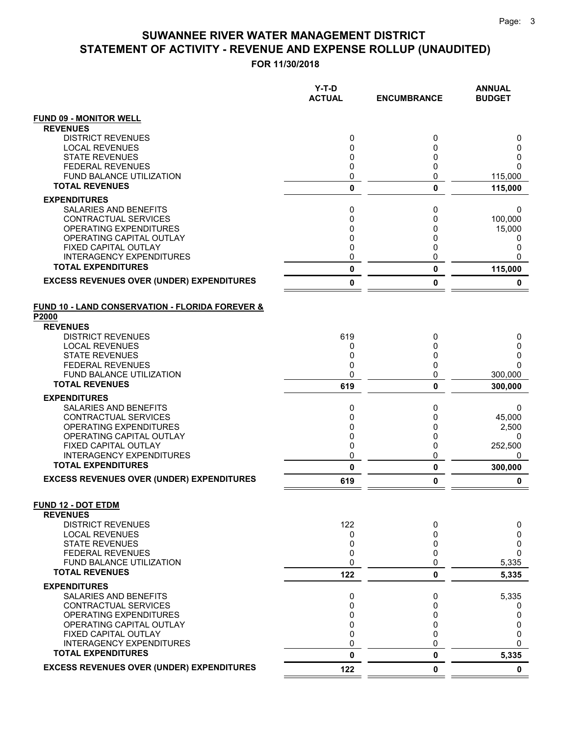# SUWANNEE RIVER WATER MANAGEMENT DISTRICT
# STATEMENT OF ACTIVITY - REVENUE AND EXPENSE ROLLUP (UNAUDITED)

**FOR 11/30/2018**

| | Y-T-D ACTUAL | ENCUMBRANCE | ANNUAL BUDGET |
|---|---|---|---|
| **FUND 09 - MONITOR WELL** | | | |
| **REVENUES** | | | |
| DISTRICT REVENUES | 0 | 0 | 0 |
| LOCAL REVENUES | 0 | 0 | 0 |
| STATE REVENUES | 0 | 0 | 0 |
| FEDERAL REVENUES | 0 | 0 | 0 |
| FUND BALANCE UTILIZATION | 0 | 0 | 115,000 |
| **TOTAL REVENUES** | **0** | **0** | **115,000** |
| **EXPENDITURES** | | | |
| SALARIES AND BENEFITS | 0 | 0 | 0 |
| CONTRACTUAL SERVICES | 0 | 0 | 100,000 |
| OPERATING EXPENDITURES | 0 | 0 | 15,000 |
| OPERATING CAPITAL OUTLAY | 0 | 0 | 0 |
| FIXED CAPITAL OUTLAY | 0 | 0 | 0 |
| INTERAGENCY EXPENDITURES | 0 | 0 | 0 |
| **TOTAL EXPENDITURES** | **0** | **0** | **115,000** |
| **EXCESS REVENUES OVER (UNDER) EXPENDITURES** | **0** | **0** | **0** |
| **FUND 10 - LAND CONSERVATION - FLORIDA FOREVER & P2000** | | | |
| **REVENUES** | | | |
| DISTRICT REVENUES | 619 | 0 | 0 |
| LOCAL REVENUES | 0 | 0 | 0 |
| STATE REVENUES | 0 | 0 | 0 |
| FEDERAL REVENUES | 0 | 0 | 0 |
| FUND BALANCE UTILIZATION | 0 | 0 | 300,000 |
| **TOTAL REVENUES** | **619** | **0** | **300,000** |
| **EXPENDITURES** | | | |
| SALARIES AND BENEFITS | 0 | 0 | 0 |
| CONTRACTUAL SERVICES | 0 | 0 | 45,000 |
| OPERATING EXPENDITURES | 0 | 0 | 2,500 |
| OPERATING CAPITAL OUTLAY | 0 | 0 | 0 |
| FIXED CAPITAL OUTLAY | 0 | 0 | 252,500 |
| INTERAGENCY EXPENDITURES | 0 | 0 | 0 |
| **TOTAL EXPENDITURES** | **0** | **0** | **300,000** |
| **EXCESS REVENUES OVER (UNDER) EXPENDITURES** | **619** | **0** | **0** |
| **FUND 12 - DOT ETDM** | | | |
| **REVENUES** | | | |
| DISTRICT REVENUES | 122 | 0 | 0 |
| LOCAL REVENUES | 0 | 0 | 0 |
| STATE REVENUES | 0 | 0 | 0 |
| FEDERAL REVENUES | 0 | 0 | 0 |
| FUND BALANCE UTILIZATION | 0 | 0 | 5,335 |
| **TOTAL REVENUES** | **122** | **0** | **5,335** |
| **EXPENDITURES** | | | |
| SALARIES AND BENEFITS | 0 | 0 | 5,335 |
| CONTRACTUAL SERVICES | 0 | 0 | 0 |
| OPERATING EXPENDITURES | 0 | 0 | 0 |
| OPERATING CAPITAL OUTLAY | 0 | 0 | 0 |
| FIXED CAPITAL OUTLAY | 0 | 0 | 0 |
| INTERAGENCY EXPENDITURES | 0 | 0 | 0 |
| **TOTAL EXPENDITURES** | **0** | **0** | **5,335** |
| **EXCESS REVENUES OVER (UNDER) EXPENDITURES** | **122** | **0** | **0** |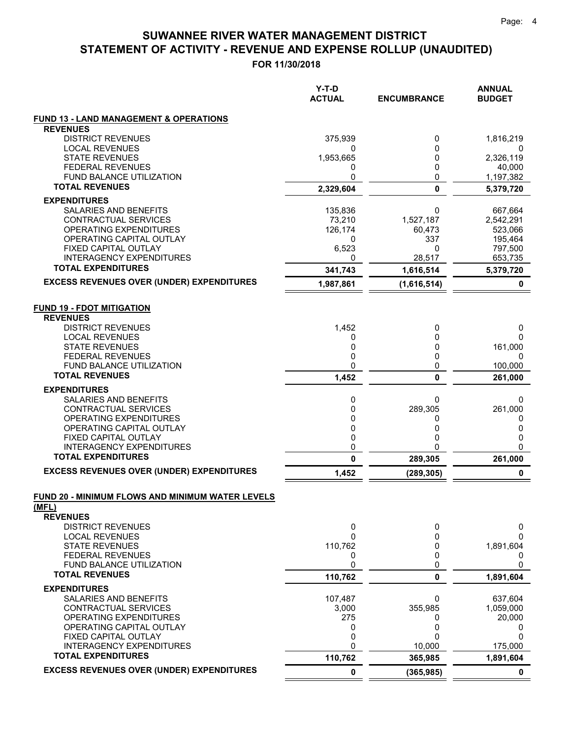# SUWANNEE RIVER WATER MANAGEMENT DISTRICT
# STATEMENT OF ACTIVITY - REVENUE AND EXPENSE ROLLUP (UNAUDITED)

**FOR 11/30/2018**

| | Y-T-D ACTUAL | ENCUMBRANCE | ANNUAL BUDGET |
|---|---|---|---|
| **FUND 13 - LAND MANAGEMENT & OPERATIONS** | | | |
| **REVENUES** | | | |
| DISTRICT REVENUES | 375,939 | 0 | 1,816,219 |
| LOCAL REVENUES | 0 | 0 | 0 |
| STATE REVENUES | 1,953,665 | 0 | 2,326,119 |
| FEDERAL REVENUES | 0 | 0 | 40,000 |
| FUND BALANCE UTILIZATION | 0 | 0 | 1,197,382 |
| **TOTAL REVENUES** | **2,329,604** | **0** | **5,379,720** |
| **EXPENDITURES** | | | |
| SALARIES AND BENEFITS | 135,836 | 0 | 667,664 |
| CONTRACTUAL SERVICES | 73,210 | 1,527,187 | 2,542,291 |
| OPERATING EXPENDITURES | 126,174 | 60,473 | 523,066 |
| OPERATING CAPITAL OUTLAY | 0 | 337 | 195,464 |
| FIXED CAPITAL OUTLAY | 6,523 | 0 | 797,500 |
| INTERAGENCY EXPENDITURES | 0 | 28,517 | 653,735 |
| **TOTAL EXPENDITURES** | **341,743** | **1,616,514** | **5,379,720** |
| **EXCESS REVENUES OVER (UNDER) EXPENDITURES** | **1,987,861** | **(1,616,514)** | **0** |
| **FUND 19 - FDOT MITIGATION** | | | |
| **REVENUES** | | | |
| DISTRICT REVENUES | 1,452 | 0 | 0 |
| LOCAL REVENUES | 0 | 0 | 0 |
| STATE REVENUES | 0 | 0 | 161,000 |
| FEDERAL REVENUES | 0 | 0 | 0 |
| FUND BALANCE UTILIZATION | 0 | 0 | 100,000 |
| **TOTAL REVENUES** | **1,452** | **0** | **261,000** |
| **EXPENDITURES** | | | |
| SALARIES AND BENEFITS | 0 | 0 | 0 |
| CONTRACTUAL SERVICES | 0 | 289,305 | 261,000 |
| OPERATING EXPENDITURES | 0 | 0 | 0 |
| OPERATING CAPITAL OUTLAY | 0 | 0 | 0 |
| FIXED CAPITAL OUTLAY | 0 | 0 | 0 |
| INTERAGENCY EXPENDITURES | 0 | 0 | 0 |
| **TOTAL EXPENDITURES** | **0** | **289,305** | **261,000** |
| **EXCESS REVENUES OVER (UNDER) EXPENDITURES** | **1,452** | **(289,305)** | **0** |
| **FUND 20 - MINIMUM FLOWS AND MINIMUM WATER LEVELS (MFL)** | | | |
| **REVENUES** | | | |
| DISTRICT REVENUES | 0 | 0 | 0 |
| LOCAL REVENUES | 0 | 0 | 0 |
| STATE REVENUES | 110,762 | 0 | 1,891,604 |
| FEDERAL REVENUES | 0 | 0 | 0 |
| FUND BALANCE UTILIZATION | 0 | 0 | 0 |
| **TOTAL REVENUES** | **110,762** | **0** | **1,891,604** |
| **EXPENDITURES** | | | |
| SALARIES AND BENEFITS | 107,487 | 0 | 637,604 |
| CONTRACTUAL SERVICES | 3,000 | 355,985 | 1,059,000 |
| OPERATING EXPENDITURES | 275 | 0 | 20,000 |
| OPERATING CAPITAL OUTLAY | 0 | 0 | 0 |
| FIXED CAPITAL OUTLAY | 0 | 0 | 0 |
| INTERAGENCY EXPENDITURES | 0 | 10,000 | 175,000 |
| **TOTAL EXPENDITURES** | **110,762** | **365,985** | **1,891,604** |
| **EXCESS REVENUES OVER (UNDER) EXPENDITURES** | **0** | **(365,985)** | **0** |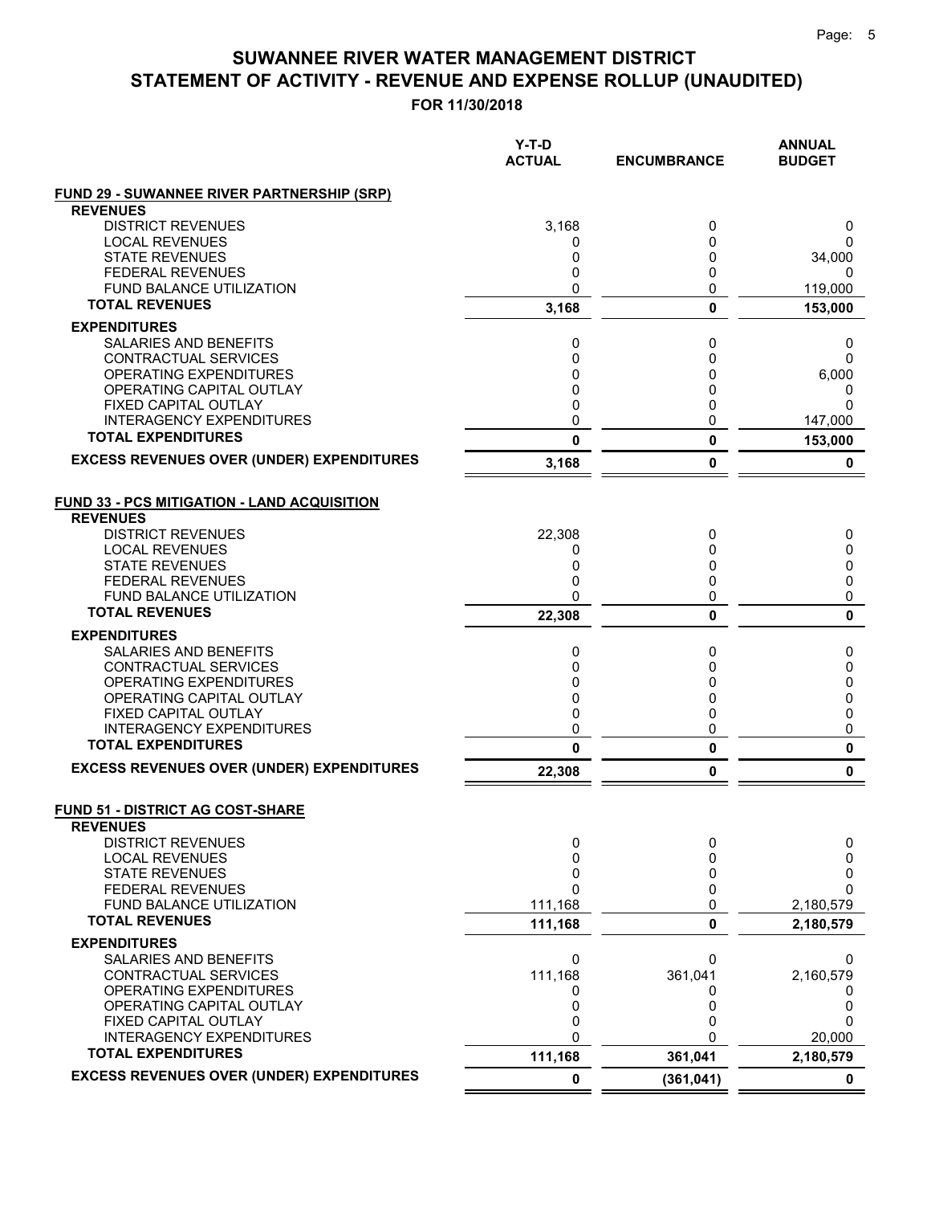# SUWANNEE RIVER WATER MANAGEMENT DISTRICT
# STATEMENT OF ACTIVITY - REVENUE AND EXPENSE ROLLUP (UNAUDITED)

**FOR 11/30/2018**

| | Y-T-D ACTUAL | ENCUMBRANCE | ANNUAL BUDGET |
|---|---|---|---|
| **FUND 29 - SUWANNEE RIVER PARTNERSHIP (SRP)** | | | |
| **REVENUES** | | | |
| DISTRICT REVENUES | 3,168 | 0 | 0 |
| LOCAL REVENUES | 0 | 0 | 0 |
| STATE REVENUES | 0 | 0 | 34,000 |
| FEDERAL REVENUES | 0 | 0 | 0 |
| FUND BALANCE UTILIZATION | 0 | 0 | 119,000 |
| **TOTAL REVENUES** | **3,168** | **0** | **153,000** |
| **EXPENDITURES** | | | |
| SALARIES AND BENEFITS | 0 | 0 | 0 |
| CONTRACTUAL SERVICES | 0 | 0 | 0 |
| OPERATING EXPENDITURES | 0 | 0 | 6,000 |
| OPERATING CAPITAL OUTLAY | 0 | 0 | 0 |
| FIXED CAPITAL OUTLAY | 0 | 0 | 0 |
| INTERAGENCY EXPENDITURES | 0 | 0 | 147,000 |
| **TOTAL EXPENDITURES** | **0** | **0** | **153,000** |
| **EXCESS REVENUES OVER (UNDER) EXPENDITURES** | **3,168** | **0** | **0** |
| **FUND 33 - PCS MITIGATION - LAND ACQUISITION** | | | |
| **REVENUES** | | | |
| DISTRICT REVENUES | 22,308 | 0 | 0 |
| LOCAL REVENUES | 0 | 0 | 0 |
| STATE REVENUES | 0 | 0 | 0 |
| FEDERAL REVENUES | 0 | 0 | 0 |
| FUND BALANCE UTILIZATION | 0 | 0 | 0 |
| **TOTAL REVENUES** | **22,308** | **0** | **0** |
| **EXPENDITURES** | | | |
| SALARIES AND BENEFITS | 0 | 0 | 0 |
| CONTRACTUAL SERVICES | 0 | 0 | 0 |
| OPERATING EXPENDITURES | 0 | 0 | 0 |
| OPERATING CAPITAL OUTLAY | 0 | 0 | 0 |
| FIXED CAPITAL OUTLAY | 0 | 0 | 0 |
| INTERAGENCY EXPENDITURES | 0 | 0 | 0 |
| **TOTAL EXPENDITURES** | **0** | **0** | **0** |
| **EXCESS REVENUES OVER (UNDER) EXPENDITURES** | **22,308** | **0** | **0** |
| **FUND 51 - DISTRICT AG COST-SHARE** | | | |
| **REVENUES** | | | |
| DISTRICT REVENUES | 0 | 0 | 0 |
| LOCAL REVENUES | 0 | 0 | 0 |
| STATE REVENUES | 0 | 0 | 0 |
| FEDERAL REVENUES | 0 | 0 | 0 |
| FUND BALANCE UTILIZATION | 111,168 | 0 | 2,180,579 |
| **TOTAL REVENUES** | **111,168** | **0** | **2,180,579** |
| **EXPENDITURES** | | | |
| SALARIES AND BENEFITS | 0 | 0 | 0 |
| CONTRACTUAL SERVICES | 111,168 | 361,041 | 2,160,579 |
| OPERATING EXPENDITURES | 0 | 0 | 0 |
| OPERATING CAPITAL OUTLAY | 0 | 0 | 0 |
| FIXED CAPITAL OUTLAY | 0 | 0 | 0 |
| INTERAGENCY EXPENDITURES | 0 | 0 | 20,000 |
| **TOTAL EXPENDITURES** | **111,168** | **361,041** | **2,180,579** |
| **EXCESS REVENUES OVER (UNDER) EXPENDITURES** | **0** | **(361,041)** | **0** |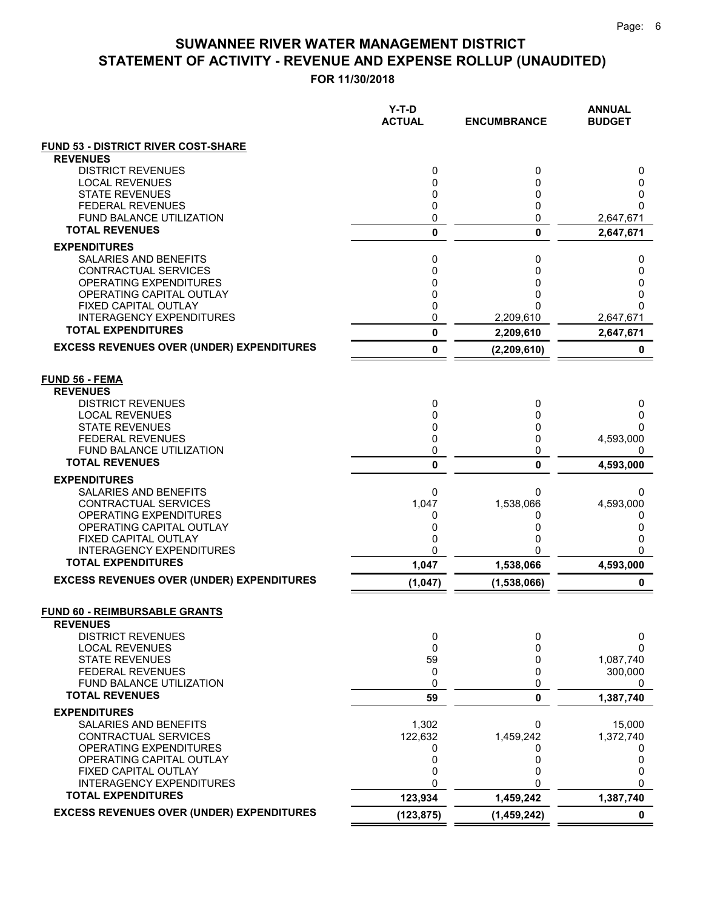# SUWANNEE RIVER WATER MANAGEMENT DISTRICT
## STATEMENT OF ACTIVITY - REVENUE AND EXPENSE ROLLUP (UNAUDITED)
### FOR 11/30/2018

| | Y-T-D ACTUAL | ENCUMBRANCE | ANNUAL BUDGET |
|---|---|---|---|
| **FUND 53 - DISTRICT RIVER COST-SHARE** | | | |
| **REVENUES** | | | |
| DISTRICT REVENUES | 0 | 0 | 0 |
| LOCAL REVENUES | 0 | 0 | 0 |
| STATE REVENUES | 0 | 0 | 0 |
| FEDERAL REVENUES | 0 | 0 | 0 |
| FUND BALANCE UTILIZATION | 0 | 0 | 2,647,671 |
| **TOTAL REVENUES** | **0** | **0** | **2,647,671** |
| **EXPENDITURES** | | | |
| SALARIES AND BENEFITS | 0 | 0 | 0 |
| CONTRACTUAL SERVICES | 0 | 0 | 0 |
| OPERATING EXPENDITURES | 0 | 0 | 0 |
| OPERATING CAPITAL OUTLAY | 0 | 0 | 0 |
| FIXED CAPITAL OUTLAY | 0 | 0 | 0 |
| INTERAGENCY EXPENDITURES | 0 | 2,209,610 | 2,647,671 |
| **TOTAL EXPENDITURES** | **0** | **2,209,610** | **2,647,671** |
| **EXCESS REVENUES OVER (UNDER) EXPENDITURES** | **0** | **(2,209,610)** | **0** |
| **FUND 56 - FEMA** | | | |
| **REVENUES** | | | |
| DISTRICT REVENUES | 0 | 0 | 0 |
| LOCAL REVENUES | 0 | 0 | 0 |
| STATE REVENUES | 0 | 0 | 0 |
| FEDERAL REVENUES | 0 | 0 | 4,593,000 |
| FUND BALANCE UTILIZATION | 0 | 0 | 0 |
| **TOTAL REVENUES** | **0** | **0** | **4,593,000** |
| **EXPENDITURES** | | | |
| SALARIES AND BENEFITS | 0 | 0 | 0 |
| CONTRACTUAL SERVICES | 1,047 | 1,538,066 | 4,593,000 |
| OPERATING EXPENDITURES | 0 | 0 | 0 |
| OPERATING CAPITAL OUTLAY | 0 | 0 | 0 |
| FIXED CAPITAL OUTLAY | 0 | 0 | 0 |
| INTERAGENCY EXPENDITURES | 0 | 0 | 0 |
| **TOTAL EXPENDITURES** | **1,047** | **1,538,066** | **4,593,000** |
| **EXCESS REVENUES OVER (UNDER) EXPENDITURES** | **(1,047)** | **(1,538,066)** | **0** |
| **FUND 60 - REIMBURSABLE GRANTS** | | | |
| **REVENUES** | | | |
| DISTRICT REVENUES | 0 | 0 | 0 |
| LOCAL REVENUES | 0 | 0 | 0 |
| STATE REVENUES | 59 | 0 | 1,087,740 |
| FEDERAL REVENUES | 0 | 0 | 300,000 |
| FUND BALANCE UTILIZATION | 0 | 0 | 0 |
| **TOTAL REVENUES** | **59** | **0** | **1,387,740** |
| **EXPENDITURES** | | | |
| SALARIES AND BENEFITS | 1,302 | 0 | 15,000 |
| CONTRACTUAL SERVICES | 122,632 | 1,459,242 | 1,372,740 |
| OPERATING EXPENDITURES | 0 | 0 | 0 |
| OPERATING CAPITAL OUTLAY | 0 | 0 | 0 |
| FIXED CAPITAL OUTLAY | 0 | 0 | 0 |
| INTERAGENCY EXPENDITURES | 0 | 0 | 0 |
| **TOTAL EXPENDITURES** | **123,934** | **1,459,242** | **1,387,740** |
| **EXCESS REVENUES OVER (UNDER) EXPENDITURES** | **(123,875)** | **(1,459,242)** | **0** |